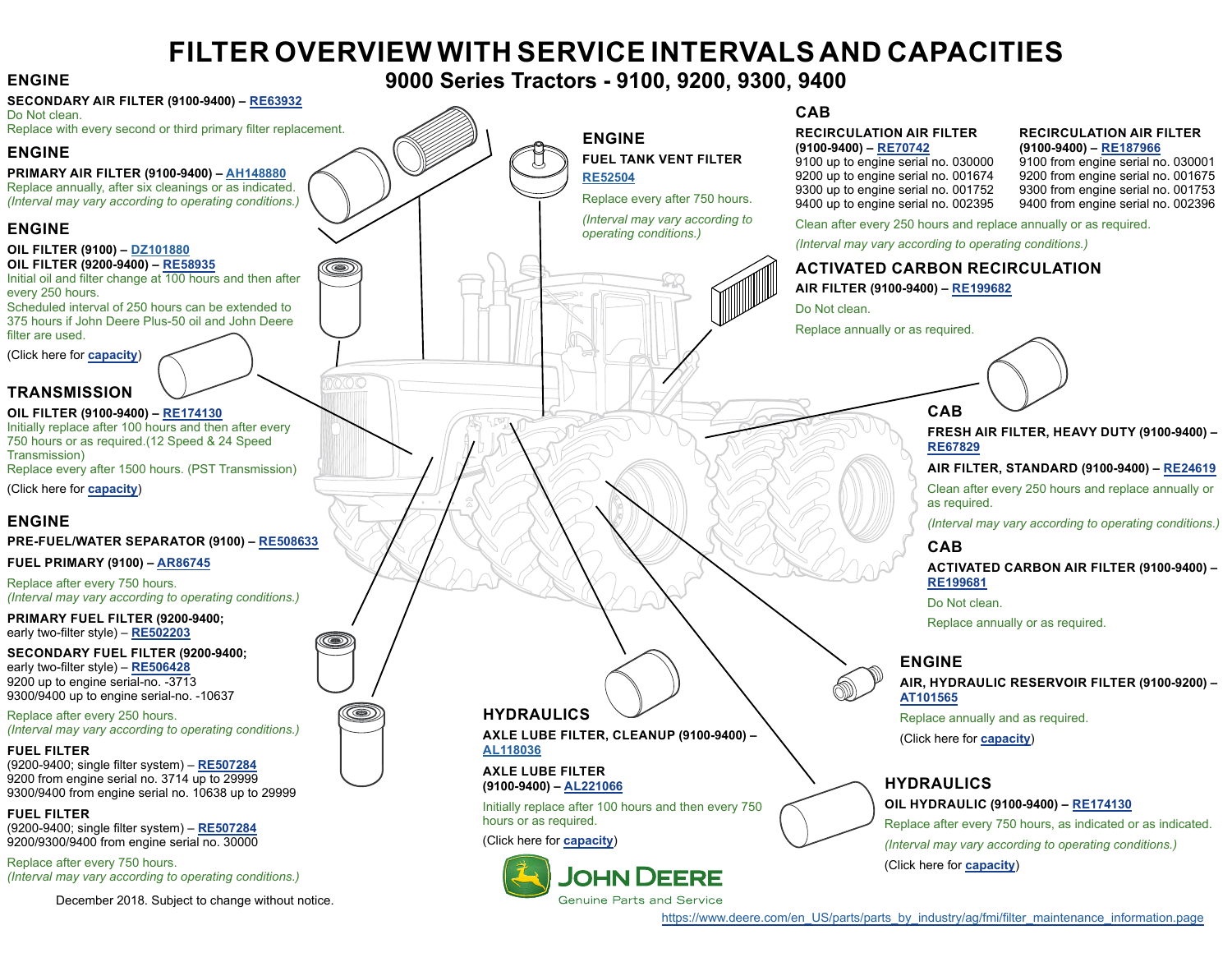# FILTER OVERVIEW WITH SERVICE INTERVALS AND CAPACITIES

## 9000 Series Tractors - 9100, 9200, 9300, 9400

### ENGINE

**SECONDARY AIR FILTER (9100-9400) – RE63932**

Do Not clean.

Replace with every second or third primary filter replacement.

### ENGINE

**PRIMARY AIR FILTER (9100-9400) – AH148880**

Replace annually, after six cleanings or as indicated.

*(Interval may vary according to operating conditions.)*

### ENGINE

**OIL FILTER (9100) – DZ101880**

**OIL FILTER (9200-9400) – RE58935**

Initial oil and filter change at 100 hours and then after every 250 hours.

Scheduled interval of 250 hours can be extended to 375 hours if John Deere Plus-50 oil and John Deere filter are used.

(Click here for **capacity**)

### TRANSMISSION

**OIL FILTER (9100-9400) – RE174130**

Initially replace after 100 hours and then after every 750 hours or as required.(12 Speed & 24 Speed Transmission)

Replace every after 1500 hours. (PST Transmission)

(Click here for **capacity**)

### ENGINE

**PRE-FUEL/WATER SEPARATOR (9100) – RE508633**

**FUEL PRIMARY (9100) – AR86745**

Replace after every 750 hours.

*(Interval may vary according to operating conditions.)*

**PRIMARY FUEL FILTER (9200-9400;** early two-filter style) – **RE502203**

**SECONDARY FUEL FILTER (9200-9400;** early two-filter style) – **RE506428**

9200 up to engine serial-no. -3713

9300/9400 up to engine serial-no. -10637

Replace after every 250 hours.

*(Interval may vary according to operating conditions.)*

**FUEL FILTER**

(9200-9400; single filter system) – **RE507284**

9200 from engine serial no. 3714 up to 29999

9300/9400 from engine serial no. 10638 up to 29999

**FUEL FILTER**

(9200-9400; single filter system) – **RE507284**

9200/9300/9400 from engine serial no. 30000

Replace after every 750 hours.

*(Interval may vary according to operating conditions.)*

December 2018. Subject to change without notice.

### ENGINE

**FUEL TANK VENT FILTER**

**RE52504**

Replace every after 750 hours.

*(Interval may vary according to operating conditions.)*

### CAB

**RECIRCULATION AIR FILTER (9100-9400) – RE70742**

9100 up to engine serial no. 030000

9200 up to engine serial no. 001674

9300 up to engine serial no. 001752

9400 up to engine serial no. 002395

**RECIRCULATION AIR FILTER (9100-9400) – RE187966**

9100 from engine serial no. 030001

9200 from engine serial no. 001675

9300 from engine serial no. 001753

9400 from engine serial no. 002396

Clean after every 250 hours and replace annually or as required.

*(Interval may vary according to operating conditions.)*

### ACTIVATED CARBON RECIRCULATION

**AIR FILTER (9100-9400) – RE199682**

Do Not clean.

Replace annually or as required.

### CAB

**FRESH AIR FILTER, HEAVY DUTY (9100-9400) – RE67829**

**AIR FILTER, STANDARD (9100-9400) – RE24619**

Clean after every 250 hours and replace annually or as required.

*(Interval may vary according to operating conditions.)*

### CAB

**ACTIVATED CARBON AIR FILTER (9100-9400) – RE199681**

Do Not clean.

Replace annually or as required.

### ENGINE

**AIR, HYDRAULIC RESERVOIR FILTER (9100-9200) – AT101565**

Replace annually and as required.

(Click here for **capacity**)

### HYDRAULICS

**AXLE LUBE FILTER, CLEANUP (9100-9400) – AL118036**

**AXLE LUBE FILTER (9100-9400) – AL221066**

Initially replace after 100 hours and then every 750 hours or as required.

(Click here for **capacity**)

### HYDRAULICS

**OIL HYDRAULIC (9100-9400) – RE174130**

Replace after every 750 hours, as indicated or as indicated.

*(Interval may vary according to operating conditions.)*

(Click here for **capacity**)

JOHN DEERE

Genuine Parts and Service

https://www.deere.com/en_US/parts/parts_by_industry/ag/fmi/filter_maintenance_information.page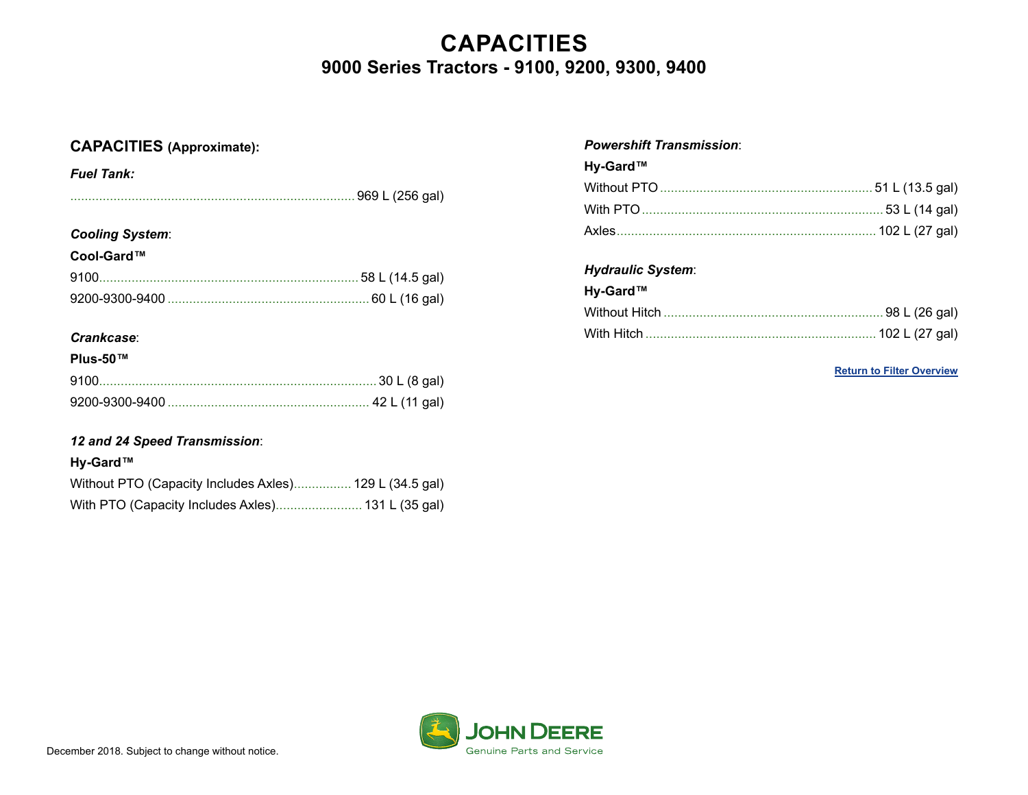# CAPACITIES

## 9000 Series Tractors - 9100, 9200, 9300, 9400

### CAPACITIES (Approximate):

***Fuel Tank:***

| | |
|---|---|
| | 969 L (256 gal) |

***Cooling System***:

**Cool-Gard™**

| | |
|---|---|
| 9100 | 58 L (14.5 gal) |
| 9200-9300-9400 | 60 L (16 gal) |

***Crankcase***:

**Plus-50™**

| | |
|---|---|
| 9100 | 30 L (8 gal) |
| 9200-9300-9400 | 42 L (11 gal) |

***12 and 24 Speed Transmission***:

**Hy-Gard™**

| | |
|---|---|
| Without PTO (Capacity Includes Axles) | 129 L (34.5 gal) |
| With PTO (Capacity Includes Axles) | 131 L (35 gal) |

***Powershift Transmission***:

**Hy-Gard™**

| | |
|---|---|
| Without PTO | 51 L (13.5 gal) |
| With PTO | 53 L (14 gal) |
| Axles | 102 L (27 gal) |

***Hydraulic System***:

**Hy-Gard™**

| | |
|---|---|
| Without Hitch | 98 L (26 gal) |
| With Hitch | 102 L (27 gal) |

**Return to Filter Overview**

JOHN DEERE
Genuine Parts and Service

December 2018. Subject to change without notice.